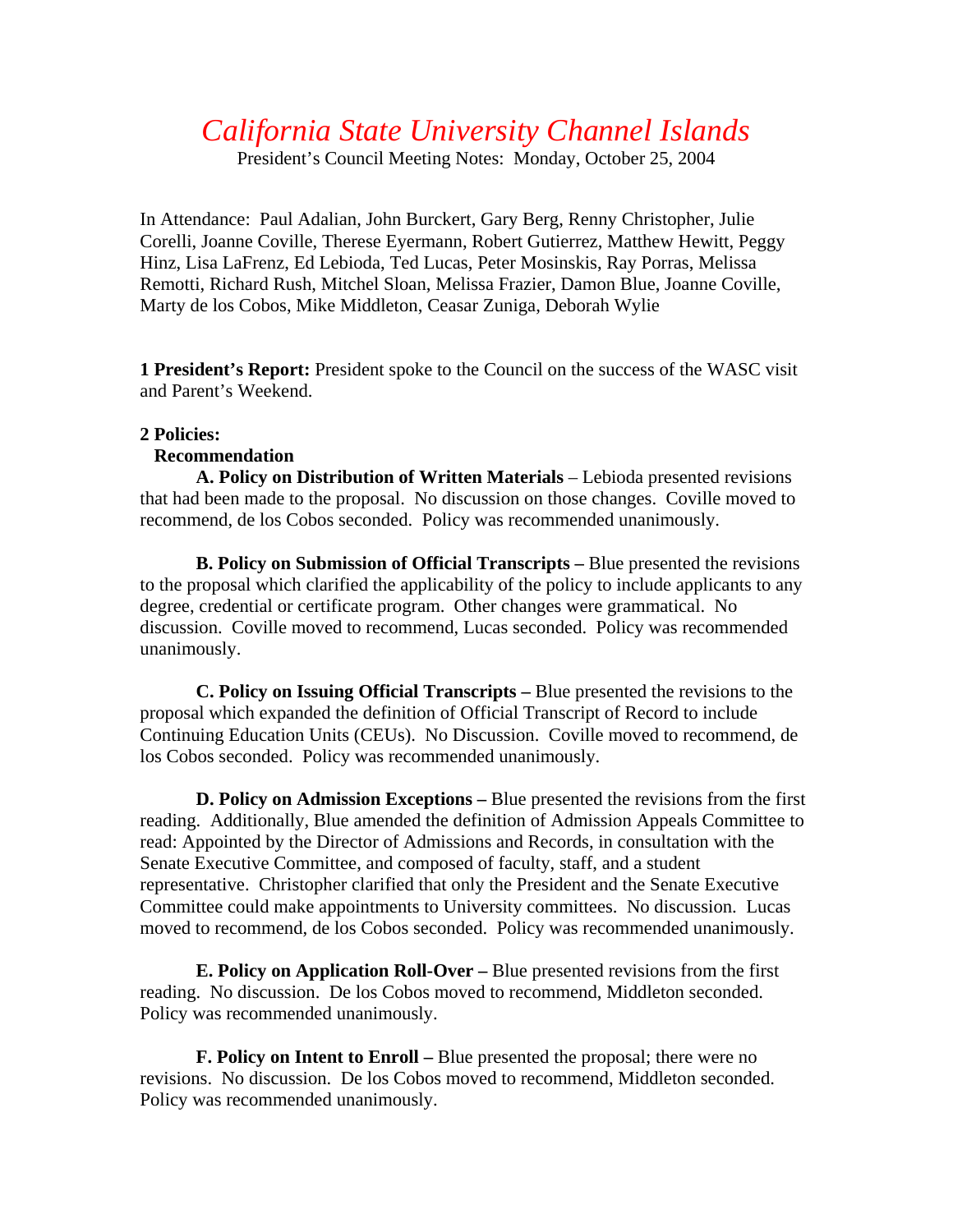# *California State University Channel Islands*

President's Council Meeting Notes: Monday, October 25, 2004

In Attendance: Paul Adalian, John Burckert, Gary Berg, Renny Christopher, Julie Corelli, Joanne Coville, Therese Eyermann, Robert Gutierrez, Matthew Hewitt, Peggy Hinz, Lisa LaFrenz, Ed Lebioda, Ted Lucas, Peter Mosinskis, Ray Porras, Melissa Remotti, Richard Rush, Mitchel Sloan, Melissa Frazier, Damon Blue, Joanne Coville, Marty de los Cobos, Mike Middleton, Ceasar Zuniga, Deborah Wylie

**1 President's Report:** President spoke to the Council on the success of the WASC visit and Parent's Weekend.

**2 Policies:**

**Recommendation**

**A. Policy on Distribution of Written Materials** – Lebioda presented revisions that had been made to the proposal. No discussion on those changes. Coville moved to recommend, de los Cobos seconded. Policy was recommended unanimously.

**B. Policy on Submission of Official Transcripts –** Blue presented the revisions to the proposal which clarified the applicability of the policy to include applicants to any degree, credential or certificate program. Other changes were grammatical. No discussion. Coville moved to recommend, Lucas seconded. Policy was recommended unanimously.

**C. Policy on Issuing Official Transcripts –** Blue presented the revisions to the proposal which expanded the definition of Official Transcript of Record to include Continuing Education Units (CEUs). No Discussion. Coville moved to recommend, de los Cobos seconded. Policy was recommended unanimously.

**D. Policy on Admission Exceptions –** Blue presented the revisions from the first reading. Additionally, Blue amended the definition of Admission Appeals Committee to read: Appointed by the Director of Admissions and Records, in consultation with the Senate Executive Committee, and composed of faculty, staff, and a student representative. Christopher clarified that only the President and the Senate Executive Committee could make appointments to University committees. No discussion. Lucas moved to recommend, de los Cobos seconded. Policy was recommended unanimously.

**E. Policy on Application Roll-Over –** Blue presented revisions from the first reading. No discussion. De los Cobos moved to recommend, Middleton seconded. Policy was recommended unanimously.

**F. Policy on Intent to Enroll –** Blue presented the proposal; there were no revisions. No discussion. De los Cobos moved to recommend, Middleton seconded. Policy was recommended unanimously.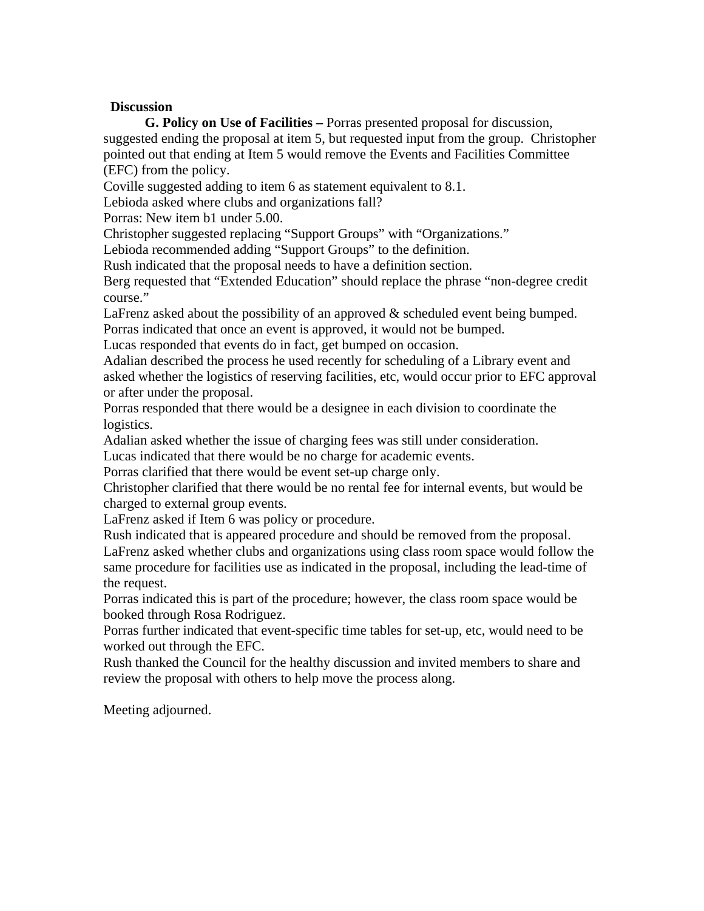**Discussion**

**G. Policy on Use of Facilities –** Porras presented proposal for discussion, suggested ending the proposal at item 5, but requested input from the group. Christopher pointed out that ending at Item 5 would remove the Events and Facilities Committee (EFC) from the policy.

Coville suggested adding to item 6 as statement equivalent to 8.1.

Lebioda asked where clubs and organizations fall?

Porras: New item b1 under 5.00.

Christopher suggested replacing "Support Groups" with "Organizations."

Lebioda recommended adding "Support Groups" to the definition.

Rush indicated that the proposal needs to have a definition section.

Berg requested that "Extended Education" should replace the phrase "non-degree credit course."

LaFrenz asked about the possibility of an approved & scheduled event being bumped.

Porras indicated that once an event is approved, it would not be bumped.

Lucas responded that events do in fact, get bumped on occasion.

Adalian described the process he used recently for scheduling of a Library event and asked whether the logistics of reserving facilities, etc, would occur prior to EFC approval or after under the proposal.

Porras responded that there would be a designee in each division to coordinate the logistics.

Adalian asked whether the issue of charging fees was still under consideration.

Lucas indicated that there would be no charge for academic events.

Porras clarified that there would be event set-up charge only.

Christopher clarified that there would be no rental fee for internal events, but would be charged to external group events.

LaFrenz asked if Item 6 was policy or procedure.

Rush indicated that is appeared procedure and should be removed from the proposal.

LaFrenz asked whether clubs and organizations using class room space would follow the same procedure for facilities use as indicated in the proposal, including the lead-time of the request.

Porras indicated this is part of the procedure; however, the class room space would be booked through Rosa Rodriguez.

Porras further indicated that event-specific time tables for set-up, etc, would need to be worked out through the EFC.

Rush thanked the Council for the healthy discussion and invited members to share and review the proposal with others to help move the process along.

Meeting adjourned.